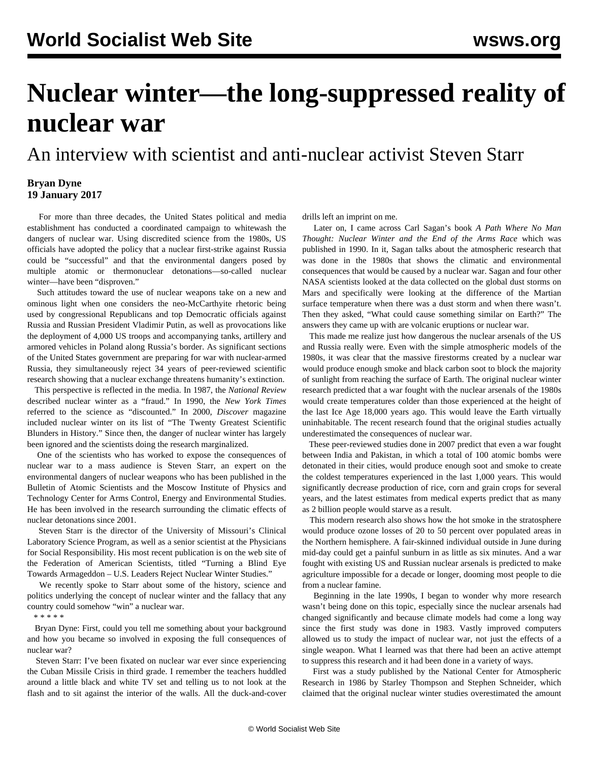# Nuclear winter—the long-suppressed reality of nuclear war

## An interview with scientist and anti-nuclear activist Steven Starr

**Bryan Dyne**
**19 January 2017**

For more than three decades, the United States political and media establishment has conducted a coordinated campaign to whitewash the dangers of nuclear war. Using discredited science from the 1980s, US officials have adopted the policy that a nuclear first-strike against Russia could be "successful" and that the environmental dangers posed by multiple atomic or thermonuclear detonations—so-called nuclear winter—have been "disproven."

Such attitudes toward the use of nuclear weapons take on a new and ominous light when one considers the neo-McCarthyite rhetoric being used by congressional Republicans and top Democratic officials against Russia and Russian President Vladimir Putin, as well as provocations like the deployment of 4,000 US troops and accompanying tanks, artillery and armored vehicles in Poland along Russia's border. As significant sections of the United States government are preparing for war with nuclear-armed Russia, they simultaneously reject 34 years of peer-reviewed scientific research showing that a nuclear exchange threatens humanity's extinction.

This perspective is reflected in the media. In 1987, the *National Review* described nuclear winter as a "fraud." In 1990, the *New York Times* referred to the science as "discounted." In 2000, *Discover* magazine included nuclear winter on its list of "The Twenty Greatest Scientific Blunders in History." Since then, the danger of nuclear winter has largely been ignored and the scientists doing the research marginalized.

One of the scientists who has worked to expose the consequences of nuclear war to a mass audience is Steven Starr, an expert on the environmental dangers of nuclear weapons who has been published in the Bulletin of Atomic Scientists and the Moscow Institute of Physics and Technology Center for Arms Control, Energy and Environmental Studies. He has been involved in the research surrounding the climatic effects of nuclear detonations since 2001.

Steven Starr is the director of the University of Missouri's Clinical Laboratory Science Program, as well as a senior scientist at the Physicians for Social Responsibility. His most recent publication is on the web site of the Federation of American Scientists, titled "Turning a Blind Eye Towards Armageddon – U.S. Leaders Reject Nuclear Winter Studies."

We recently spoke to Starr about some of the history, science and politics underlying the concept of nuclear winter and the fallacy that any country could somehow "win" a nuclear war.

\* \* \* \* \*

Bryan Dyne: First, could you tell me something about your background and how you became so involved in exposing the full consequences of nuclear war?

Steven Starr: I've been fixated on nuclear war ever since experiencing the Cuban Missile Crisis in third grade. I remember the teachers huddled around a little black and white TV set and telling us to not look at the flash and to sit against the interior of the walls. All the duck-and-cover drills left an imprint on me.

Later on, I came across Carl Sagan's book *A Path Where No Man Thought: Nuclear Winter and the End of the Arms Race* which was published in 1990. In it, Sagan talks about the atmospheric research that was done in the 1980s that shows the climatic and environmental consequences that would be caused by a nuclear war. Sagan and four other NASA scientists looked at the data collected on the global dust storms on Mars and specifically were looking at the difference of the Martian surface temperature when there was a dust storm and when there wasn't. Then they asked, "What could cause something similar on Earth?" The answers they came up with are volcanic eruptions or nuclear war.

This made me realize just how dangerous the nuclear arsenals of the US and Russia really were. Even with the simple atmospheric models of the 1980s, it was clear that the massive firestorms created by a nuclear war would produce enough smoke and black carbon soot to block the majority of sunlight from reaching the surface of Earth. The original nuclear winter research predicted that a war fought with the nuclear arsenals of the 1980s would create temperatures colder than those experienced at the height of the last Ice Age 18,000 years ago. This would leave the Earth virtually uninhabitable. The recent research found that the original studies actually underestimated the consequences of nuclear war.

These peer-reviewed studies done in 2007 predict that even a war fought between India and Pakistan, in which a total of 100 atomic bombs were detonated in their cities, would produce enough soot and smoke to create the coldest temperatures experienced in the last 1,000 years. This would significantly decrease production of rice, corn and grain crops for several years, and the latest estimates from medical experts predict that as many as 2 billion people would starve as a result.

This modern research also shows how the hot smoke in the stratosphere would produce ozone losses of 20 to 50 percent over populated areas in the Northern hemisphere. A fair-skinned individual outside in June during mid-day could get a painful sunburn in as little as six minutes. And a war fought with existing US and Russian nuclear arsenals is predicted to make agriculture impossible for a decade or longer, dooming most people to die from a nuclear famine.

Beginning in the late 1990s, I began to wonder why more research wasn't being done on this topic, especially since the nuclear arsenals had changed significantly and because climate models had come a long way since the first study was done in 1983. Vastly improved computers allowed us to study the impact of nuclear war, not just the effects of a single weapon. What I learned was that there had been an active attempt to suppress this research and it had been done in a variety of ways.

First was a study published by the National Center for Atmospheric Research in 1986 by Starley Thompson and Stephen Schneider, which claimed that the original nuclear winter studies overestimated the amount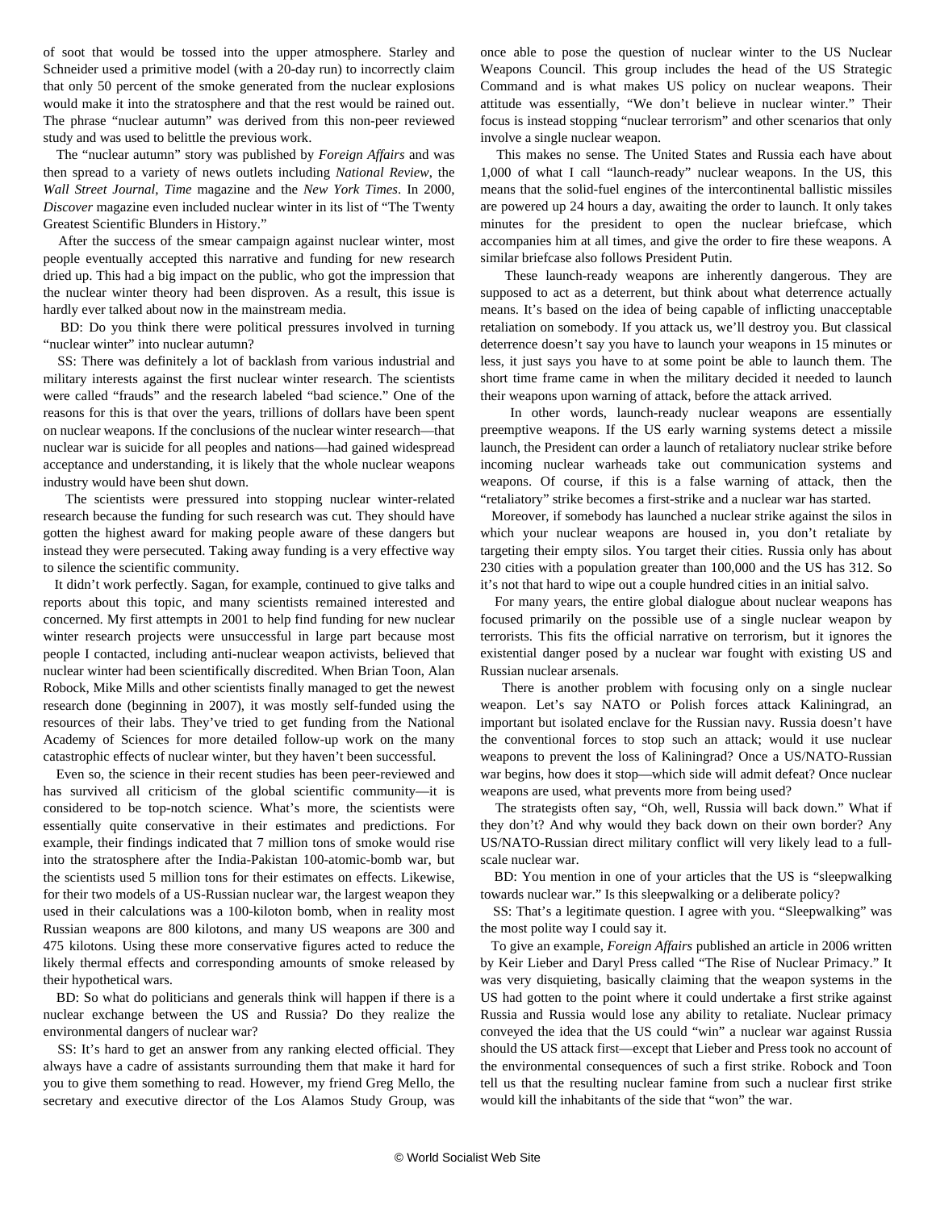of soot that would be tossed into the upper atmosphere. Starley and Schneider used a primitive model (with a 20-day run) to incorrectly claim that only 50 percent of the smoke generated from the nuclear explosions would make it into the stratosphere and that the rest would be rained out. The phrase "nuclear autumn" was derived from this non-peer reviewed study and was used to belittle the previous work.

The "nuclear autumn" story was published by *Foreign Affairs* and was then spread to a variety of news outlets including *National Review*, the *Wall Street Journal*, *Time* magazine and the *New York Times*. In 2000, *Discover* magazine even included nuclear winter in its list of "The Twenty Greatest Scientific Blunders in History."

After the success of the smear campaign against nuclear winter, most people eventually accepted this narrative and funding for new research dried up. This had a big impact on the public, who got the impression that the nuclear winter theory had been disproven. As a result, this issue is hardly ever talked about now in the mainstream media.

BD: Do you think there were political pressures involved in turning "nuclear winter" into nuclear autumn?

SS: There was definitely a lot of backlash from various industrial and military interests against the first nuclear winter research. The scientists were called "frauds" and the research labeled "bad science." One of the reasons for this is that over the years, trillions of dollars have been spent on nuclear weapons. If the conclusions of the nuclear winter research—that nuclear war is suicide for all peoples and nations—had gained widespread acceptance and understanding, it is likely that the whole nuclear weapons industry would have been shut down.

The scientists were pressured into stopping nuclear winter-related research because the funding for such research was cut. They should have gotten the highest award for making people aware of these dangers but instead they were persecuted. Taking away funding is a very effective way to silence the scientific community.

It didn't work perfectly. Sagan, for example, continued to give talks and reports about this topic, and many scientists remained interested and concerned. My first attempts in 2001 to help find funding for new nuclear winter research projects were unsuccessful in large part because most people I contacted, including anti-nuclear weapon activists, believed that nuclear winter had been scientifically discredited. When Brian Toon, Alan Robock, Mike Mills and other scientists finally managed to get the newest research done (beginning in 2007), it was mostly self-funded using the resources of their labs. They've tried to get funding from the National Academy of Sciences for more detailed follow-up work on the many catastrophic effects of nuclear winter, but they haven't been successful.

Even so, the science in their recent studies has been peer-reviewed and has survived all criticism of the global scientific community—it is considered to be top-notch science. What's more, the scientists were essentially quite conservative in their estimates and predictions. For example, their findings indicated that 7 million tons of smoke would rise into the stratosphere after the India-Pakistan 100-atomic-bomb war, but the scientists used 5 million tons for their estimates on effects. Likewise, for their two models of a US-Russian nuclear war, the largest weapon they used in their calculations was a 100-kiloton bomb, when in reality most Russian weapons are 800 kilotons, and many US weapons are 300 and 475 kilotons. Using these more conservative figures acted to reduce the likely thermal effects and corresponding amounts of smoke released by their hypothetical wars.

BD: So what do politicians and generals think will happen if there is a nuclear exchange between the US and Russia? Do they realize the environmental dangers of nuclear war?

SS: It's hard to get an answer from any ranking elected official. They always have a cadre of assistants surrounding them that make it hard for you to give them something to read. However, my friend Greg Mello, the secretary and executive director of the Los Alamos Study Group, was once able to pose the question of nuclear winter to the US Nuclear Weapons Council. This group includes the head of the US Strategic Command and is what makes US policy on nuclear weapons. Their attitude was essentially, "We don't believe in nuclear winter." Their focus is instead stopping "nuclear terrorism" and other scenarios that only involve a single nuclear weapon.

This makes no sense. The United States and Russia each have about 1,000 of what I call "launch-ready" nuclear weapons. In the US, this means that the solid-fuel engines of the intercontinental ballistic missiles are powered up 24 hours a day, awaiting the order to launch. It only takes minutes for the president to open the nuclear briefcase, which accompanies him at all times, and give the order to fire these weapons. A similar briefcase also follows President Putin.

These launch-ready weapons are inherently dangerous. They are supposed to act as a deterrent, but think about what deterrence actually means. It's based on the idea of being capable of inflicting unacceptable retaliation on somebody. If you attack us, we'll destroy you. But classical deterrence doesn't say you have to launch your weapons in 15 minutes or less, it just says you have to at some point be able to launch them. The short time frame came in when the military decided it needed to launch their weapons upon warning of attack, before the attack arrived.

In other words, launch-ready nuclear weapons are essentially preemptive weapons. If the US early warning systems detect a missile launch, the President can order a launch of retaliatory nuclear strike before incoming nuclear warheads take out communication systems and weapons. Of course, if this is a false warning of attack, then the "retaliatory" strike becomes a first-strike and a nuclear war has started.

Moreover, if somebody has launched a nuclear strike against the silos in which your nuclear weapons are housed in, you don't retaliate by targeting their empty silos. You target their cities. Russia only has about 230 cities with a population greater than 100,000 and the US has 312. So it's not that hard to wipe out a couple hundred cities in an initial salvo.

For many years, the entire global dialogue about nuclear weapons has focused primarily on the possible use of a single nuclear weapon by terrorists. This fits the official narrative on terrorism, but it ignores the existential danger posed by a nuclear war fought with existing US and Russian nuclear arsenals.

There is another problem with focusing only on a single nuclear weapon. Let's say NATO or Polish forces attack Kaliningrad, an important but isolated enclave for the Russian navy. Russia doesn't have the conventional forces to stop such an attack; would it use nuclear weapons to prevent the loss of Kaliningrad? Once a US/NATO-Russian war begins, how does it stop—which side will admit defeat? Once nuclear weapons are used, what prevents more from being used?

The strategists often say, "Oh, well, Russia will back down." What if they don't? And why would they back down on their own border? Any US/NATO-Russian direct military conflict will very likely lead to a full-scale nuclear war.

BD: You mention in one of your articles that the US is "sleepwalking towards nuclear war." Is this sleepwalking or a deliberate policy?

SS: That's a legitimate question. I agree with you. "Sleepwalking" was the most polite way I could say it.

To give an example, *Foreign Affairs* published an article in 2006 written by Keir Lieber and Daryl Press called "The Rise of Nuclear Primacy." It was very disquieting, basically claiming that the weapon systems in the US had gotten to the point where it could undertake a first strike against Russia and Russia would lose any ability to retaliate. Nuclear primacy conveyed the idea that the US could "win" a nuclear war against Russia should the US attack first—except that Lieber and Press took no account of the environmental consequences of such a first strike. Robock and Toon tell us that the resulting nuclear famine from such a nuclear first strike would kill the inhabitants of the side that "won" the war.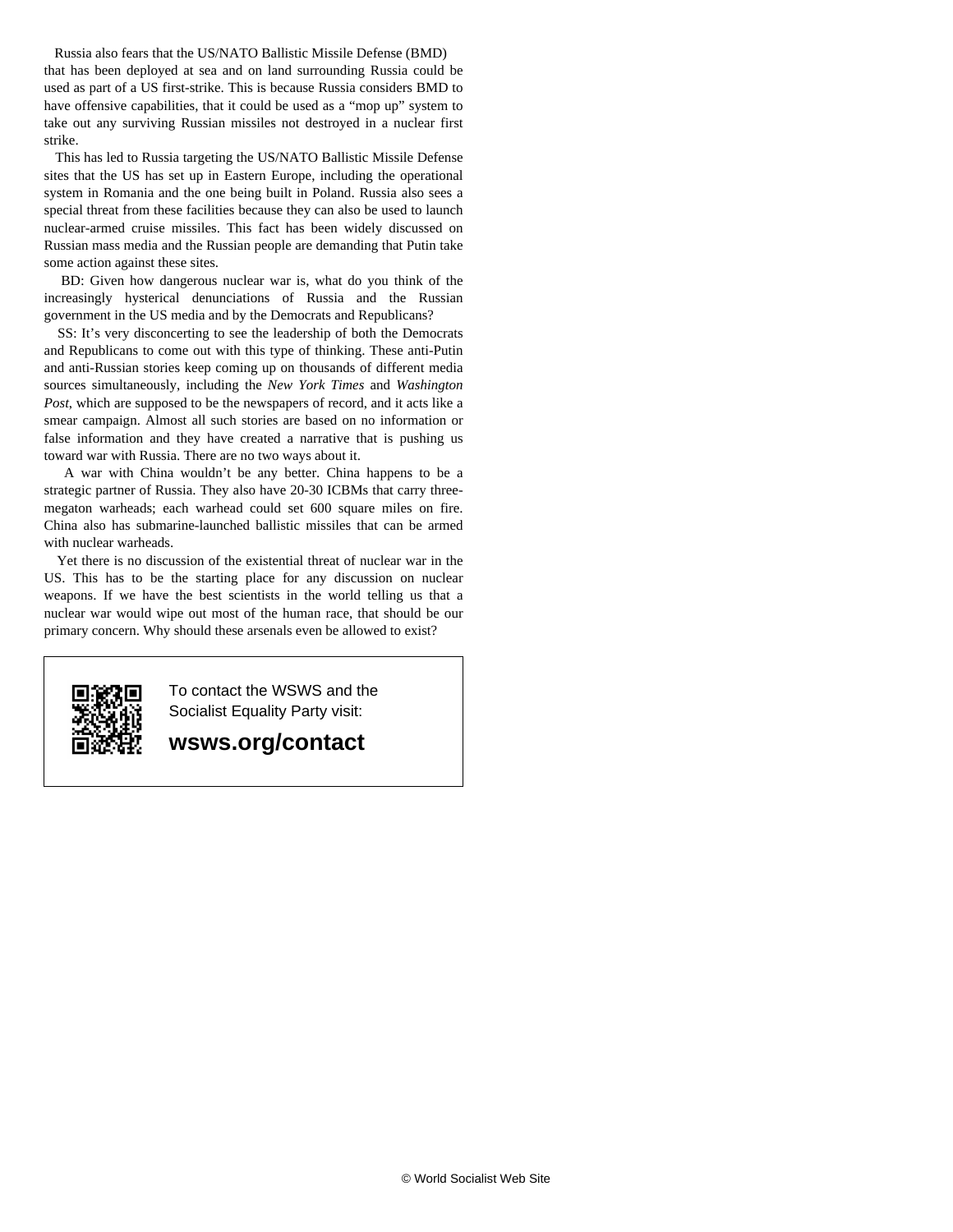Russia also fears that the US/NATO Ballistic Missile Defense (BMD) that has been deployed at sea and on land surrounding Russia could be used as part of a US first-strike. This is because Russia considers BMD to have offensive capabilities, that it could be used as a "mop up" system to take out any surviving Russian missiles not destroyed in a nuclear first strike.

This has led to Russia targeting the US/NATO Ballistic Missile Defense sites that the US has set up in Eastern Europe, including the operational system in Romania and the one being built in Poland. Russia also sees a special threat from these facilities because they can also be used to launch nuclear-armed cruise missiles. This fact has been widely discussed on Russian mass media and the Russian people are demanding that Putin take some action against these sites.

BD: Given how dangerous nuclear war is, what do you think of the increasingly hysterical denunciations of Russia and the Russian government in the US media and by the Democrats and Republicans?

SS: It's very disconcerting to see the leadership of both the Democrats and Republicans to come out with this type of thinking. These anti-Putin and anti-Russian stories keep coming up on thousands of different media sources simultaneously, including the *New York Times* and *Washington Post*, which are supposed to be the newspapers of record, and it acts like a smear campaign. Almost all such stories are based on no information or false information and they have created a narrative that is pushing us toward war with Russia. There are no two ways about it.

A war with China wouldn't be any better. China happens to be a strategic partner of Russia. They also have 20-30 ICBMs that carry three-megaton warheads; each warhead could set 600 square miles on fire. China also has submarine-launched ballistic missiles that can be armed with nuclear warheads.

Yet there is no discussion of the existential threat of nuclear war in the US. This has to be the starting place for any discussion on nuclear weapons. If we have the best scientists in the world telling us that a nuclear war would wipe out most of the human race, that should be our primary concern. Why should these arsenals even be allowed to exist?

To contact the WSWS and the Socialist Equality Party visit:

**wsws.org/contact**